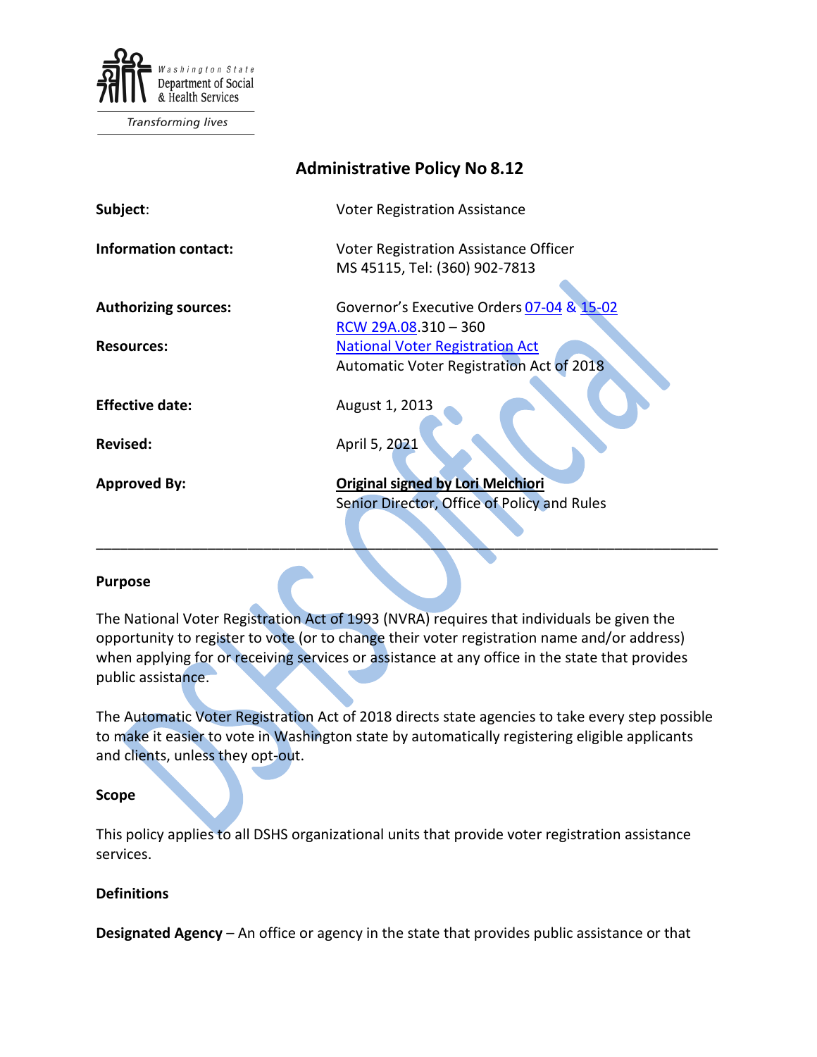Washington State Department of Social & Health Services

*Transforming lives*

# Administrative Policy No 8.12

| | |
|---|---|
| **Subject**: | Voter Registration Assistance |
| **Information contact:** | Voter Registration Assistance Officer<br>MS 45115, Tel: (360) 902-7813 |
| **Authorizing sources:** | Governor's Executive Orders 07-04 & 15-02<br>RCW 29A.08.310 – 360 |
| **Resources:** | National Voter Registration Act<br>Automatic Voter Registration Act of 2018 |
| **Effective date:** | August 1, 2013 |
| **Revised:** | April 5, 2021 |
| **Approved By:** | **Original signed by Lori Melchiori**<br>Senior Director, Office of Policy and Rules |

---

## Purpose

The National Voter Registration Act of 1993 (NVRA) requires that individuals be given the opportunity to register to vote (or to change their voter registration name and/or address) when applying for or receiving services or assistance at any office in the state that provides public assistance.

The Automatic Voter Registration Act of 2018 directs state agencies to take every step possible to make it easier to vote in Washington state by automatically registering eligible applicants and clients, unless they opt-out.

## Scope

This policy applies to all DSHS organizational units that provide voter registration assistance services.

## Definitions

**Designated Agency** – An office or agency in the state that provides public assistance or that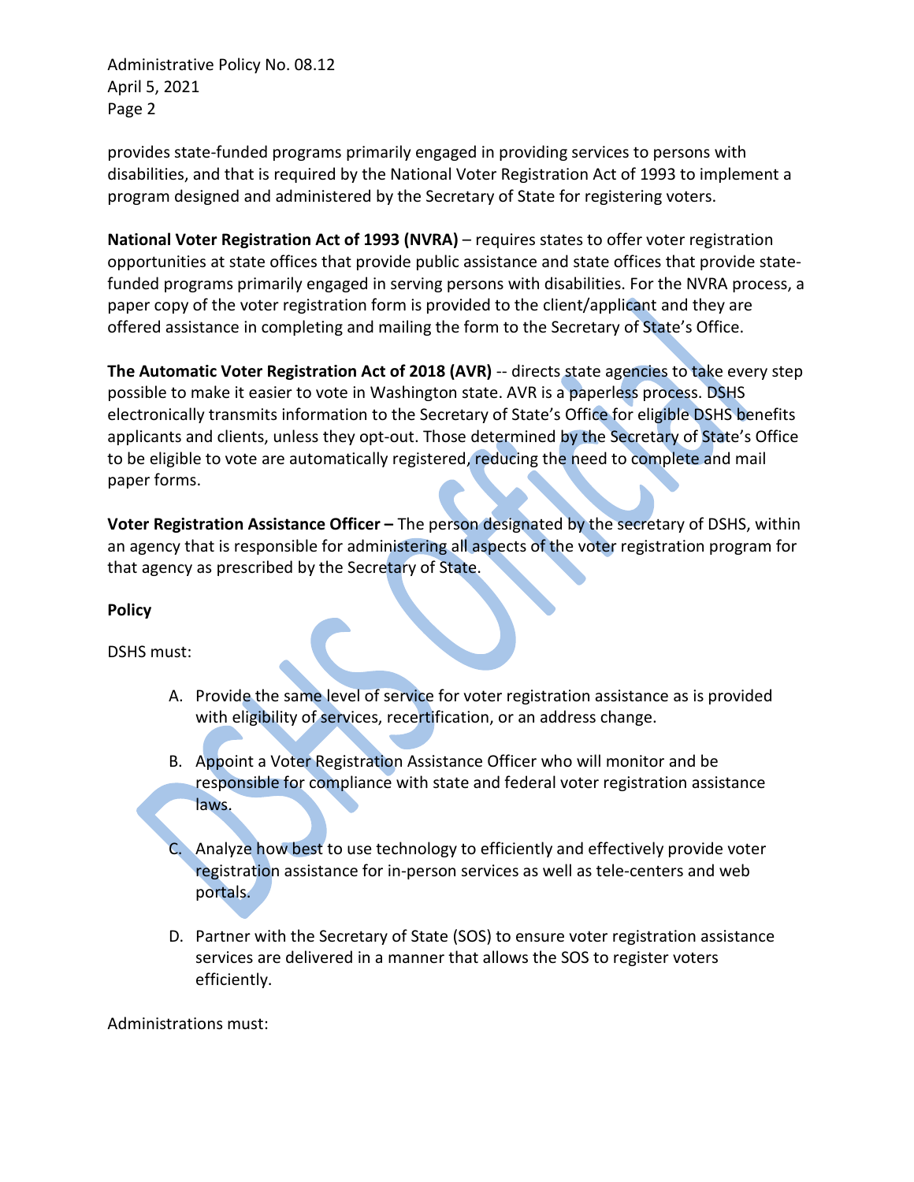provides state-funded programs primarily engaged in providing services to persons with disabilities, and that is required by the National Voter Registration Act of 1993 to implement a program designed and administered by the Secretary of State for registering voters.

**National Voter Registration Act of 1993 (NVRA)** – requires states to offer voter registration opportunities at state offices that provide public assistance and state offices that provide state-funded programs primarily engaged in serving persons with disabilities. For the NVRA process, a paper copy of the voter registration form is provided to the client/applicant and they are offered assistance in completing and mailing the form to the Secretary of State's Office.

**The Automatic Voter Registration Act of 2018 (AVR)** -- directs state agencies to take every step possible to make it easier to vote in Washington state. AVR is a paperless process. DSHS electronically transmits information to the Secretary of State's Office for eligible DSHS benefits applicants and clients, unless they opt-out. Those determined by the Secretary of State's Office to be eligible to vote are automatically registered, reducing the need to complete and mail paper forms.

**Voter Registration Assistance Officer –** The person designated by the secretary of DSHS, within an agency that is responsible for administering all aspects of the voter registration program for that agency as prescribed by the Secretary of State.

**Policy**

DSHS must:

A. Provide the same level of service for voter registration assistance as is provided with eligibility of services, recertification, or an address change.

B. Appoint a Voter Registration Assistance Officer who will monitor and be responsible for compliance with state and federal voter registration assistance laws.

C. Analyze how best to use technology to efficiently and effectively provide voter registration assistance for in-person services as well as tele-centers and web portals.

D. Partner with the Secretary of State (SOS) to ensure voter registration assistance services are delivered in a manner that allows the SOS to register voters efficiently.

Administrations must: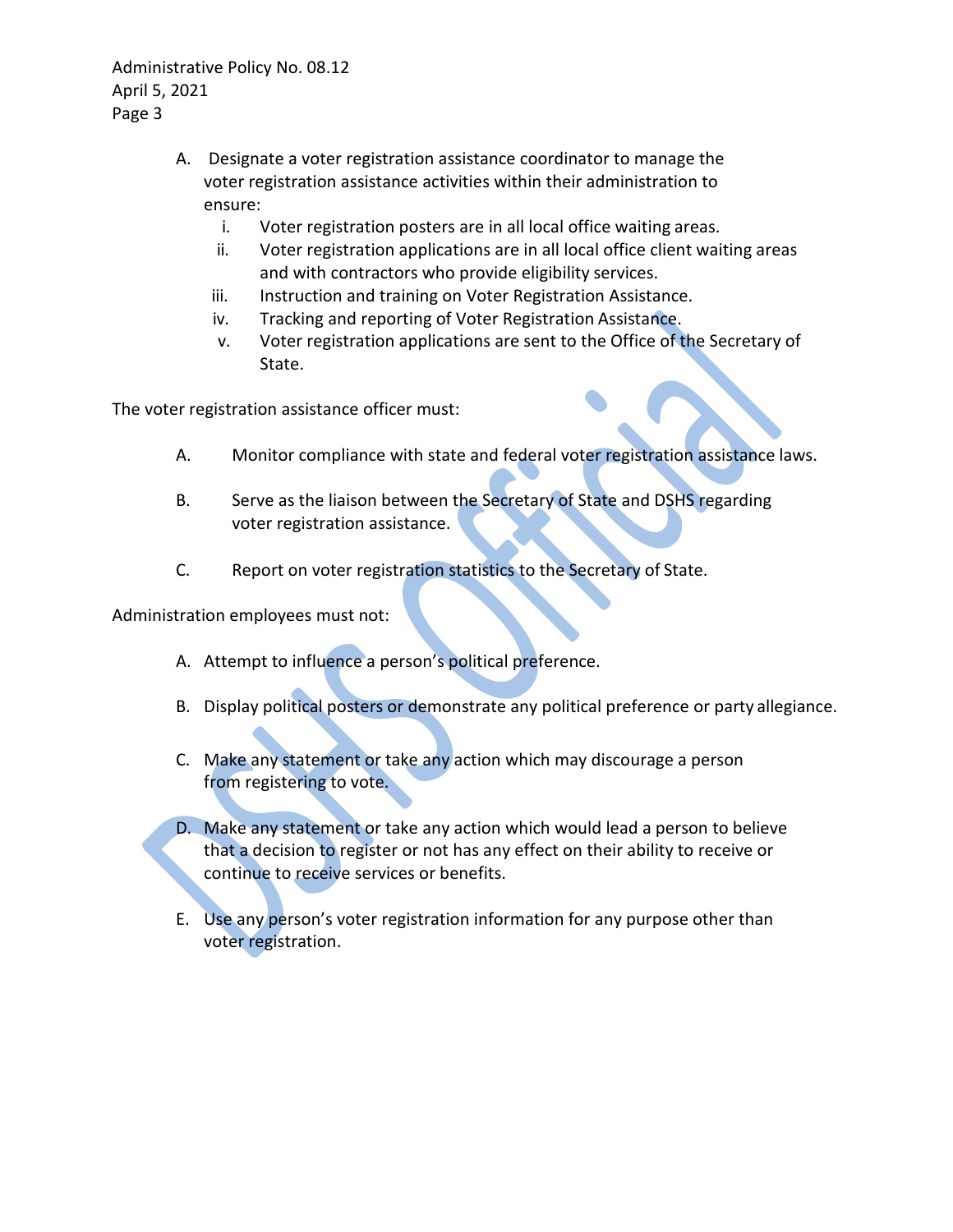A. Designate a voter registration assistance coordinator to manage the voter registration assistance activities within their administration to ensure:
   - i. Voter registration posters are in all local office waiting areas.
   - ii. Voter registration applications are in all local office client waiting areas and with contractors who provide eligibility services.
   - iii. Instruction and training on Voter Registration Assistance.
   - iv. Tracking and reporting of Voter Registration Assistance.
   - v. Voter registration applications are sent to the Office of the Secretary of State.

The voter registration assistance officer must:

A. Monitor compliance with state and federal voter registration assistance laws.

B. Serve as the liaison between the Secretary of State and DSHS regarding voter registration assistance.

C. Report on voter registration statistics to the Secretary of State.

Administration employees must not:

A. Attempt to influence a person's political preference.

B. Display political posters or demonstrate any political preference or party allegiance.

C. Make any statement or take any action which may discourage a person from registering to vote.

D. Make any statement or take any action which would lead a person to believe that a decision to register or not has any effect on their ability to receive or continue to receive services or benefits.

E. Use any person's voter registration information for any purpose other than voter registration.